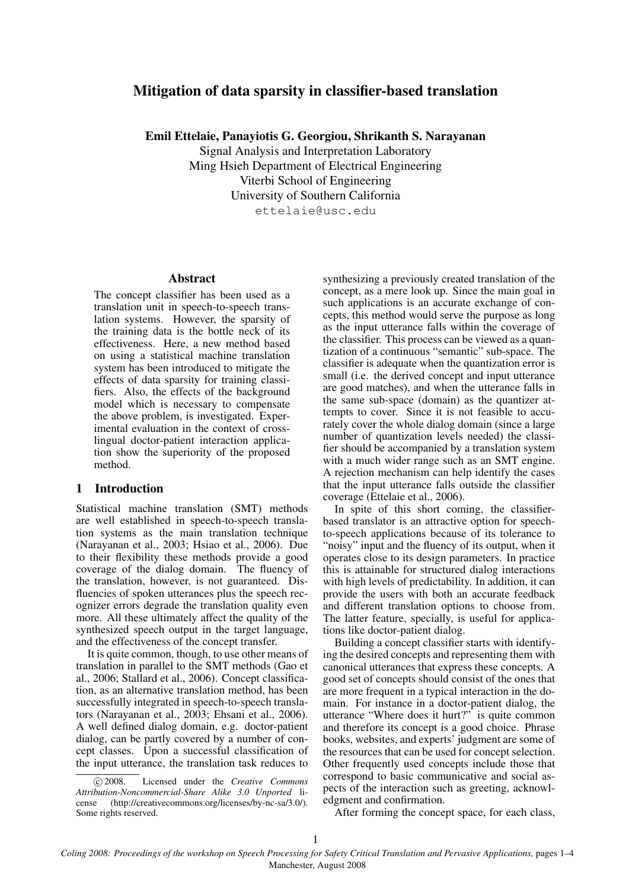# Mitigation of data sparsity in classifier-based translation

**Emil Ettelaie, Panayiotis G. Georgiou, Shrikanth S. Narayanan**

Signal Analysis and Interpretation Laboratory
Ming Hsieh Department of Electrical Engineering
Viterbi School of Engineering
University of Southern California
ettelaie@usc.edu

## Abstract

The concept classifier has been used as a translation unit in speech-to-speech translation systems. However, the sparsity of the training data is the bottle neck of its effectiveness. Here, a new method based on using a statistical machine translation system has been introduced to mitigate the effects of data sparsity for training classifiers. Also, the effects of the background model which is necessary to compensate the above problem, is investigated. Experimental evaluation in the context of cross-lingual doctor-patient interaction application show the superiority of the proposed method.

## 1 Introduction

Statistical machine translation (SMT) methods are well established in speech-to-speech translation systems as the main translation technique (Narayanan et al., 2003; Hsiao et al., 2006). Due to their flexibility these methods provide a good coverage of the dialog domain. The fluency of the translation, however, is not guaranteed. Disfluencies of spoken utterances plus the speech recognizer errors degrade the translation quality even more. All these ultimately affect the quality of the synthesized speech output in the target language, and the effectiveness of the concept transfer.

It is quite common, though, to use other means of translation in parallel to the SMT methods (Gao et al., 2006; Stallard et al., 2006). Concept classification, as an alternative translation method, has been successfully integrated in speech-to-speech translators (Narayanan et al., 2003; Ehsani et al., 2006). A well defined dialog domain, e.g. doctor-patient dialog, can be partly covered by a number of concept classes. Upon a successful classification of the input utterance, the translation task reduces to synthesizing a previously created translation of the concept, as a mere look up. Since the main goal in such applications is an accurate exchange of concepts, this method would serve the purpose as long as the input utterance falls within the coverage of the classifier. This process can be viewed as a quantization of a continuous "semantic" sub-space. The classifier is adequate when the quantization error is small (i.e. the derived concept and input utterance are good matches), and when the utterance falls in the same sub-space (domain) as the quantizer attempts to cover. Since it is not feasible to accurately cover the whole dialog domain (since a large number of quantization levels needed) the classifier should be accompanied by a translation system with a much wider range such as an SMT engine. A rejection mechanism can help identify the cases that the input utterance falls outside the classifier coverage (Ettelaie et al., 2006).

In spite of this short coming, the classifier-based translator is an attractive option for speech-to-speech applications because of its tolerance to "noisy" input and the fluency of its output, when it operates close to its design parameters. In practice this is attainable for structured dialog interactions with high levels of predictability. In addition, it can provide the users with both an accurate feedback and different translation options to choose from. The latter feature, specially, is useful for applications like doctor-patient dialog.

Building a concept classifier starts with identifying the desired concepts and representing them with canonical utterances that express these concepts. A good set of concepts should consist of the ones that are more frequent in a typical interaction in the domain. For instance in a doctor-patient dialog, the utterance "Where does it hurt?" is quite common and therefore its concept is a good choice. Phrase books, websites, and experts' judgment are some of the resources that can be used for concept selection. Other frequently used concepts include those that correspond to basic communicative and social aspects of the interaction such as greeting, acknowledgment and confirmation.

After forming the concept space, for each class,

---

© 2008. Licensed under the *Creative Commons Attribution-Noncommercial-Share Alike 3.0 Unported* license (http://creativecommons.org/licenses/by-nc-sa/3.0/). Some rights reserved.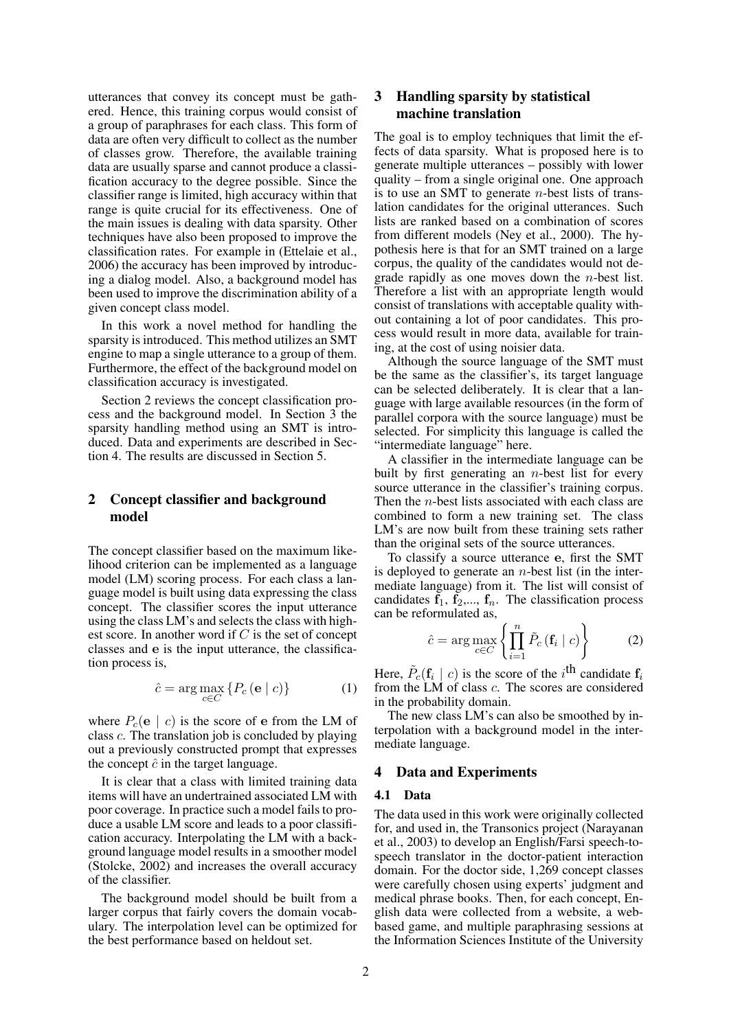utterances that convey its concept must be gathered. Hence, this training corpus would consist of a group of paraphrases for each class. This form of data are often very difficult to collect as the number of classes grow. Therefore, the available training data are usually sparse and cannot produce a classification accuracy to the degree possible. Since the classifier range is limited, high accuracy within that range is quite crucial for its effectiveness. One of the main issues is dealing with data sparsity. Other techniques have also been proposed to improve the classification rates. For example in (Ettelaie et al., 2006) the accuracy has been improved by introducing a dialog model. Also, a background model has been used to improve the discrimination ability of a given concept class model.

In this work a novel method for handling the sparsity is introduced. This method utilizes an SMT engine to map a single utterance to a group of them. Furthermore, the effect of the background model on classification accuracy is investigated.

Section 2 reviews the concept classification process and the background model. In Section 3 the sparsity handling method using an SMT is introduced. Data and experiments are described in Section 4. The results are discussed in Section 5.

## 2 Concept classifier and background model

The concept classifier based on the maximum likelihood criterion can be implemented as a language model (LM) scoring process. For each class a language model is built using data expressing the class concept. The classifier scores the input utterance using the class LM's and selects the class with highest score. In another word if $C$ is the set of concept classes and $\mathbf{e}$ is the input utterance, the classification process is,

$$\hat{c} = \arg\max_{c \in C} \{ P_c(\mathbf{e} \mid c) \} \qquad (1)$$

where $P_c(\mathbf{e} \mid c)$ is the score of $\mathbf{e}$ from the LM of class $c$. The translation job is concluded by playing out a previously constructed prompt that expresses the concept $\hat{c}$ in the target language.

It is clear that a class with limited training data items will have an undertrained associated LM with poor coverage. In practice such a model fails to produce a usable LM score and leads to a poor classification accuracy. Interpolating the LM with a background language model results in a smoother model (Stolcke, 2002) and increases the overall accuracy of the classifier.

The background model should be built from a larger corpus that fairly covers the domain vocabulary. The interpolation level can be optimized for the best performance based on heldout set.

## 3 Handling sparsity by statistical machine translation

The goal is to employ techniques that limit the effects of data sparsity. What is proposed here is to generate multiple utterances – possibly with lower quality – from a single original one. One approach is to use an SMT to generate $n$-best lists of translation candidates for the original utterances. Such lists are ranked based on a combination of scores from different models (Ney et al., 2000). The hypothesis here is that for an SMT trained on a large corpus, the quality of the candidates would not degrade rapidly as one moves down the $n$-best list. Therefore a list with an appropriate length would consist of translations with acceptable quality without containing a lot of poor candidates. This process would result in more data, available for training, at the cost of using noisier data.

Although the source language of the SMT must be the same as the classifier's, its target language can be selected deliberately. It is clear that a language with large available resources (in the form of parallel corpora with the source language) must be selected. For simplicity this language is called the "intermediate language" here.

A classifier in the intermediate language can be built by first generating an $n$-best list for every source utterance in the classifier's training corpus. Then the $n$-best lists associated with each class are combined to form a new training set. The class LM's are now built from these training sets rather than the original sets of the source utterances.

To classify a source utterance $\mathbf{e}$, first the SMT is deployed to generate an $n$-best list (in the intermediate language) from it. The list will consist of candidates $\mathbf{f}_1$, $\mathbf{f}_2$,..., $\mathbf{f}_n$. The classification process can be reformulated as,

$$\hat{c} = \arg\max_{c \in C} \left\{ \prod_{i=1}^{n} \tilde{P}_c(\mathbf{f}_i \mid c) \right\} \qquad (2)$$

Here, $\tilde{P}_c(\mathbf{f}_i \mid c)$ is the score of the $i^{\text{th}}$ candidate $\mathbf{f}_i$ from the LM of class $c$. The scores are considered in the probability domain.

The new class LM's can also be smoothed by interpolation with a background model in the intermediate language.

## 4 Data and Experiments

### 4.1 Data

The data used in this work were originally collected for, and used in, the Transonics project (Narayanan et al., 2003) to develop an English/Farsi speech-to-speech translator in the doctor-patient interaction domain. For the doctor side, 1,269 concept classes were carefully chosen using experts' judgment and medical phrase books. Then, for each concept, English data were collected from a website, a web-based game, and multiple paraphrasing sessions at the Information Sciences Institute of the University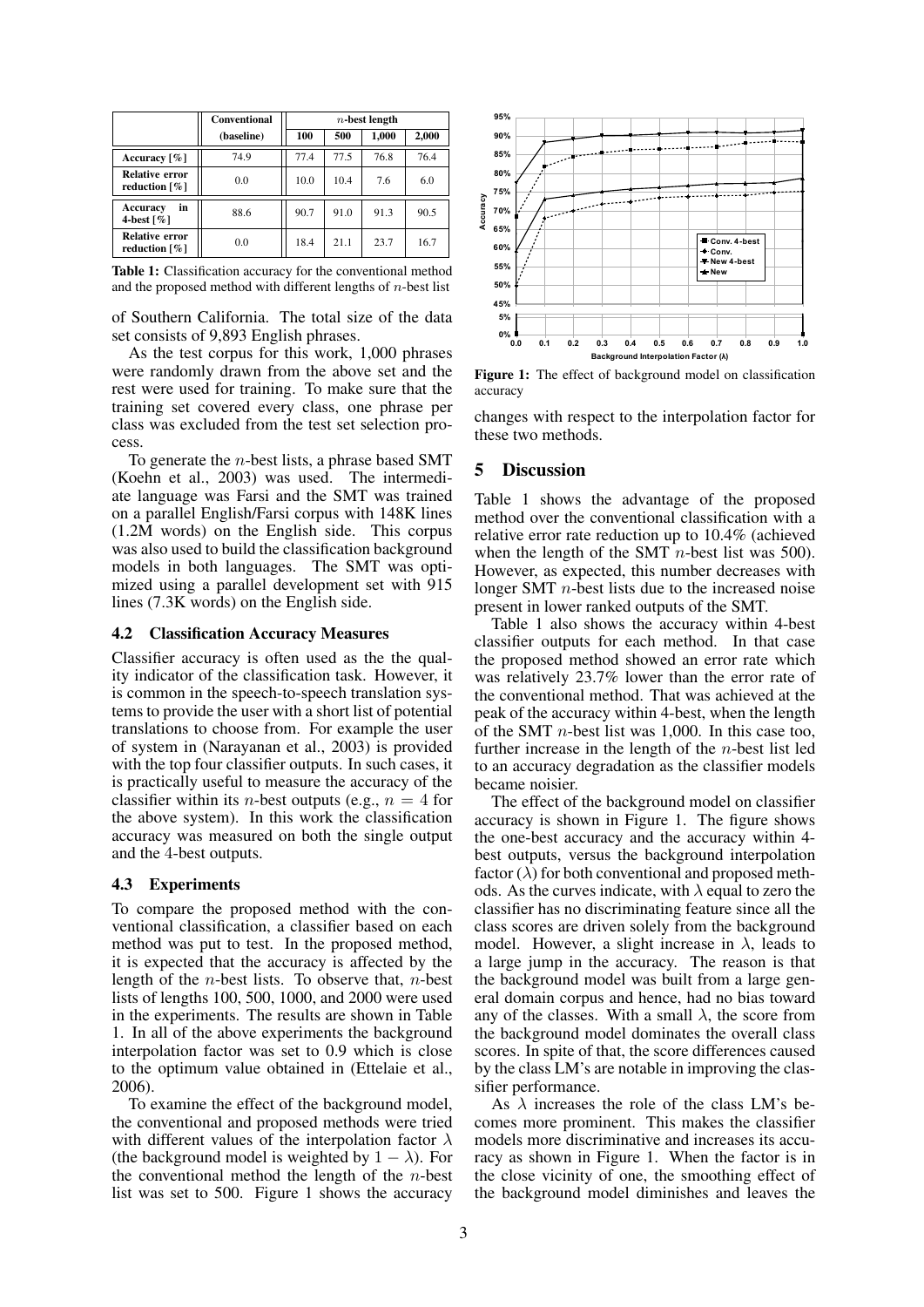| | Conventional (baseline) | $n$-best length | | | |
|---|---|---|---|---|---|
| | | 100 | 500 | 1,000 | 2,000 |
| Accuracy [%] | 74.9 | 77.4 | 77.5 | 76.8 | 76.4 |
| Relative error reduction [%] | 0.0 | 10.0 | 10.4 | 7.6 | 6.0 |
| Accuracy in 4-best [%] | 88.6 | 90.7 | 91.0 | 91.3 | 90.5 |
| Relative error reduction [%] | 0.0 | 18.4 | 21.1 | 23.7 | 16.7 |

**Table 1:** Classification accuracy for the conventional method and the proposed method with different lengths of $n$-best list

of Southern California. The total size of the data set consists of 9,893 English phrases.

As the test corpus for this work, 1,000 phrases were randomly drawn from the above set and the rest were used for training. To make sure that the training set covered every class, one phrase per class was excluded from the test set selection process.

To generate the $n$-best lists, a phrase based SMT (Koehn et al., 2003) was used. The intermediate language was Farsi and the SMT was trained on a parallel English/Farsi corpus with 148K lines (1.2M words) on the English side. This corpus was also used to build the classification background models in both languages. The SMT was optimized using a parallel development set with 915 lines (7.3K words) on the English side.

### 4.2 Classification Accuracy Measures

Classifier accuracy is often used as the the quality indicator of the classification task. However, it is common in the speech-to-speech translation systems to provide the user with a short list of potential translations to choose from. For example the user of system in (Narayanan et al., 2003) is provided with the top four classifier outputs. In such cases, it is practically useful to measure the accuracy of the classifier within its $n$-best outputs (e.g., $n = 4$ for the above system). In this work the classification accuracy was measured on both the single output and the 4-best outputs.

### 4.3 Experiments

To compare the proposed method with the conventional classification, a classifier based on each method was put to test. In the proposed method, it is expected that the accuracy is affected by the length of the $n$-best lists. To observe that, $n$-best lists of lengths 100, 500, 1000, and 2000 were used in the experiments. The results are shown in Table 1. In all of the above experiments the background interpolation factor was set to 0.9 which is close to the optimum value obtained in (Ettelaie et al., 2006).

To examine the effect of the background model, the conventional and proposed methods were tried with different values of the interpolation factor $\lambda$ (the background model is weighted by $1 - \lambda$). For the conventional method the length of the $n$-best list was set to 500. Figure 1 shows the accuracy

**Figure 1:** The effect of background model on classification accuracy

changes with respect to the interpolation factor for these two methods.

## 5 Discussion

Table 1 shows the advantage of the proposed method over the conventional classification with a relative error rate reduction up to 10.4% (achieved when the length of the SMT $n$-best list was 500). However, as expected, this number decreases with longer SMT $n$-best lists due to the increased noise present in lower ranked outputs of the SMT.

Table 1 also shows the accuracy within 4-best classifier outputs for each method. In that case the proposed method showed an error rate which was relatively 23.7% lower than the error rate of the conventional method. That was achieved at the peak of the accuracy within 4-best, when the length of the SMT $n$-best list was 1,000. In this case too, further increase in the length of the $n$-best list led to an accuracy degradation as the classifier models became noisier.

The effect of the background model on classifier accuracy is shown in Figure 1. The figure shows the one-best accuracy and the accuracy within 4-best outputs, versus the background interpolation factor ($\lambda$) for both conventional and proposed methods. As the curves indicate, with $\lambda$ equal to zero the classifier has no discriminating feature since all the class scores are driven solely from the background model. However, a slight increase in $\lambda$, leads to a large jump in the accuracy. The reason is that the background model was built from a large general domain corpus and hence, had no bias toward any of the classes. With a small $\lambda$, the score from the background model dominates the overall class scores. In spite of that, the score differences caused by the class LM's are notable in improving the classifier performance.

As $\lambda$ increases the role of the class LM's becomes more prominent. This makes the classifier models more discriminative and increases its accuracy as shown in Figure 1. When the factor is in the close vicinity of one, the smoothing effect of the background model diminishes and leaves the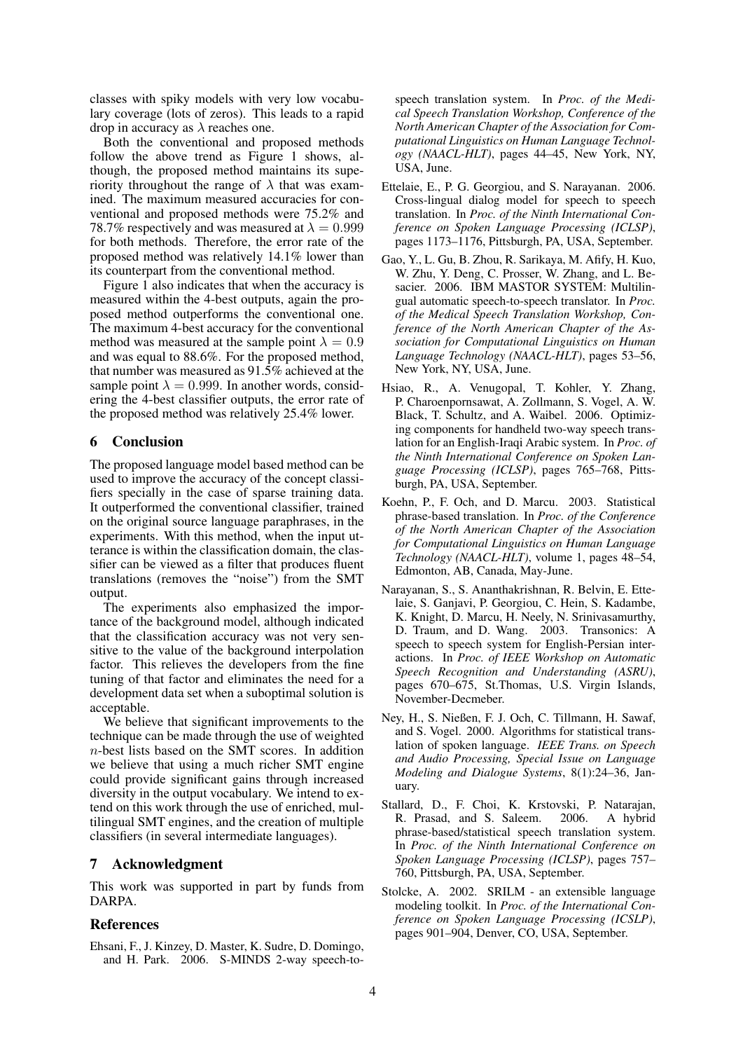classes with spiky models with very low vocabulary coverage (lots of zeros). This leads to a rapid drop in accuracy as $\lambda$ reaches one.

Both the conventional and proposed methods follow the above trend as Figure 1 shows, although, the proposed method maintains its superiority throughout the range of $\lambda$ that was examined. The maximum measured accuracies for conventional and proposed methods were 75.2% and 78.7% respectively and was measured at $\lambda = 0.999$ for both methods. Therefore, the error rate of the proposed method was relatively 14.1% lower than its counterpart from the conventional method.

Figure 1 also indicates that when the accuracy is measured within the 4-best outputs, again the proposed method outperforms the conventional one. The maximum 4-best accuracy for the conventional method was measured at the sample point $\lambda = 0.9$ and was equal to 88.6%. For the proposed method, that number was measured as 91.5% achieved at the sample point $\lambda = 0.999$. In another words, considering the 4-best classifier outputs, the error rate of the proposed method was relatively 25.4% lower.

## 6 Conclusion

The proposed language model based method can be used to improve the accuracy of the concept classifiers specially in the case of sparse training data. It outperformed the conventional classifier, trained on the original source language paraphrases, in the experiments. With this method, when the input utterance is within the classification domain, the classifier can be viewed as a filter that produces fluent translations (removes the "noise") from the SMT output.

The experiments also emphasized the importance of the background model, although indicated that the classification accuracy was not very sensitive to the value of the background interpolation factor. This relieves the developers from the fine tuning of that factor and eliminates the need for a development data set when a suboptimal solution is acceptable.

We believe that significant improvements to the technique can be made through the use of weighted $n$-best lists based on the SMT scores. In addition we believe that using a much richer SMT engine could provide significant gains through increased diversity in the output vocabulary. We intend to extend on this work through the use of enriched, multilingual SMT engines, and the creation of multiple classifiers (in several intermediate languages).

## 7 Acknowledgment

This work was supported in part by funds from DARPA.

## References

Ehsani, F., J. Kinzey, D. Master, K. Sudre, D. Domingo, and H. Park. 2006. S-MINDS 2-way speech-to-speech translation system. In *Proc. of the Medical Speech Translation Workshop, Conference of the North American Chapter of the Association for Computational Linguistics on Human Language Technology (NAACL-HLT)*, pages 44–45, New York, NY, USA, June.

Ettelaie, E., P. G. Georgiou, and S. Narayanan. 2006. Cross-lingual dialog model for speech to speech translation. In *Proc. of the Ninth International Conference on Spoken Language Processing (ICLSP)*, pages 1173–1176, Pittsburgh, PA, USA, September.

Gao, Y., L. Gu, B. Zhou, R. Sarikaya, M. Afify, H. Kuo, W. Zhu, Y. Deng, C. Prosser, W. Zhang, and L. Besacier. 2006. IBM MASTOR SYSTEM: Multilingual automatic speech-to-speech translator. In *Proc. of the Medical Speech Translation Workshop, Conference of the North American Chapter of the Association for Computational Linguistics on Human Language Technology (NAACL-HLT)*, pages 53–56, New York, NY, USA, June.

Hsiao, R., A. Venugopal, T. Kohler, Y. Zhang, P. Charoenpornsawat, A. Zollmann, S. Vogel, A. W. Black, T. Schultz, and A. Waibel. 2006. Optimizing components for handheld two-way speech translation for an English-Iraqi Arabic system. In *Proc. of the Ninth International Conference on Spoken Language Processing (ICLSP)*, pages 765–768, Pittsburgh, PA, USA, September.

Koehn, P., F. Och, and D. Marcu. 2003. Statistical phrase-based translation. In *Proc. of the Conference of the North American Chapter of the Association for Computational Linguistics on Human Language Technology (NAACL-HLT)*, volume 1, pages 48–54, Edmonton, AB, Canada, May-June.

Narayanan, S., S. Ananthakrishnan, R. Belvin, E. Ettelaie, S. Ganjavi, P. Georgiou, C. Hein, S. Kadambe, K. Knight, D. Marcu, H. Neely, N. Srinivasamurthy, D. Traum, and D. Wang. 2003. Transonics: A speech to speech system for English-Persian interactions. In *Proc. of IEEE Workshop on Automatic Speech Recognition and Understanding (ASRU)*, pages 670–675, St.Thomas, U.S. Virgin Islands, November-Decmeber.

Ney, H., S. Nießen, F. J. Och, C. Tillmann, H. Sawaf, and S. Vogel. 2000. Algorithms for statistical translation of spoken language. *IEEE Trans. on Speech and Audio Processing, Special Issue on Language Modeling and Dialogue Systems*, 8(1):24–36, January.

Stallard, D., F. Choi, K. Krstovski, P. Natarajan, R. Prasad, and S. Saleem. 2006. A hybrid phrase-based/statistical speech translation system. In *Proc. of the Ninth International Conference on Spoken Language Processing (ICLSP)*, pages 757–760, Pittsburgh, PA, USA, September.

Stolcke, A. 2002. SRILM - an extensible language modeling toolkit. In *Proc. of the International Conference on Spoken Language Processing (ICSLP)*, pages 901–904, Denver, CO, USA, September.